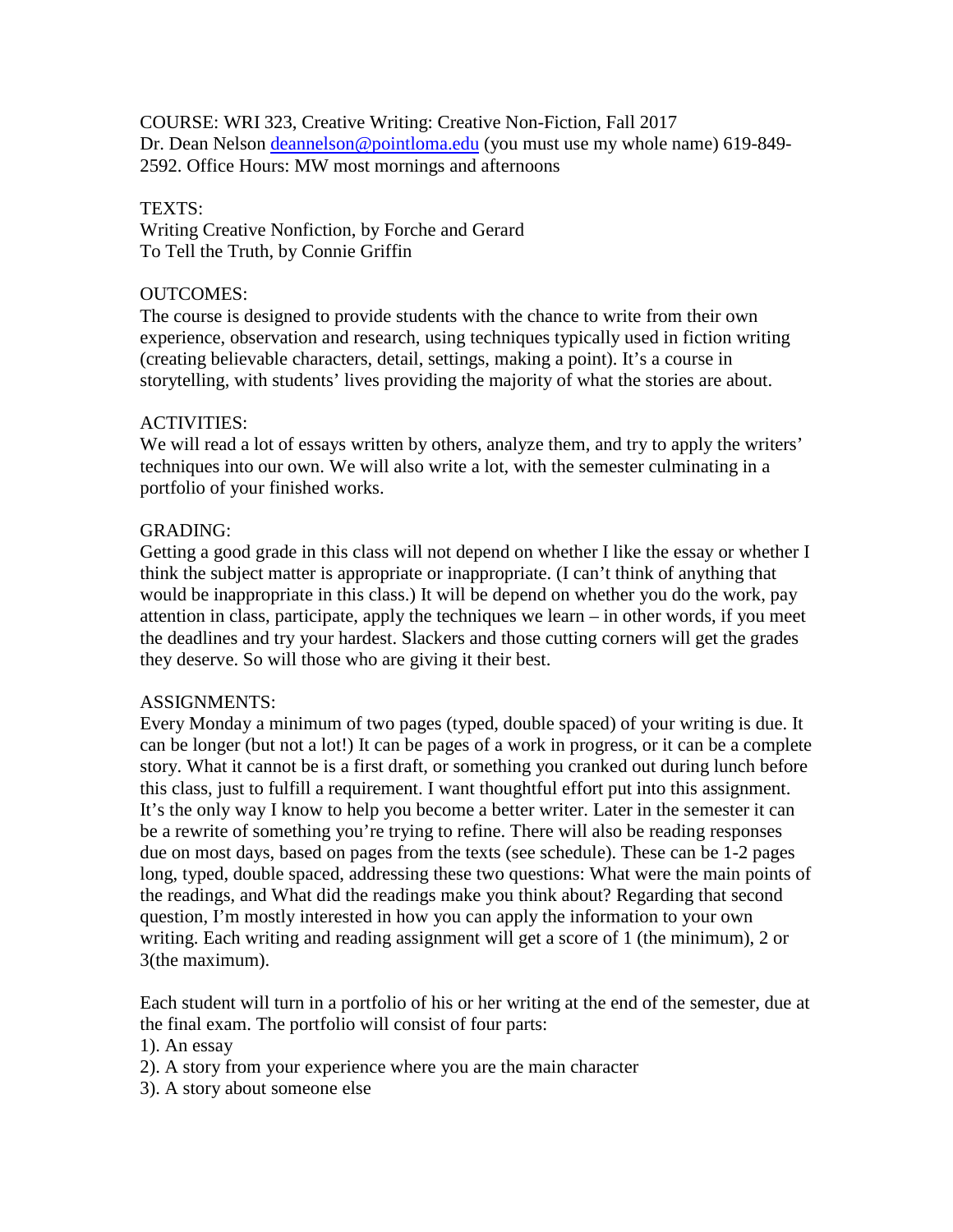COURSE: WRI 323, Creative Writing: Creative Non-Fiction, Fall 2017
Dr. Dean Nelson deannelson@pointloma.edu (you must use my whole name) 619-849-2592. Office Hours: MW most mornings and afternoons

TEXTS:
Writing Creative Nonfiction, by Forche and Gerard
To Tell the Truth, by Connie Griffin

OUTCOMES:
The course is designed to provide students with the chance to write from their own experience, observation and research, using techniques typically used in fiction writing (creating believable characters, detail, settings, making a point). It's a course in storytelling, with students' lives providing the majority of what the stories are about.

ACTIVITIES:
We will read a lot of essays written by others, analyze them, and try to apply the writers' techniques into our own. We will also write a lot, with the semester culminating in a portfolio of your finished works.

GRADING:
Getting a good grade in this class will not depend on whether I like the essay or whether I think the subject matter is appropriate or inappropriate. (I can't think of anything that would be inappropriate in this class.) It will be depend on whether you do the work, pay attention in class, participate, apply the techniques we learn – in other words, if you meet the deadlines and try your hardest. Slackers and those cutting corners will get the grades they deserve. So will those who are giving it their best.

ASSIGNMENTS:
Every Monday a minimum of two pages (typed, double spaced) of your writing is due. It can be longer (but not a lot!) It can be pages of a work in progress, or it can be a complete story. What it cannot be is a first draft, or something you cranked out during lunch before this class, just to fulfill a requirement. I want thoughtful effort put into this assignment. It's the only way I know to help you become a better writer. Later in the semester it can be a rewrite of something you're trying to refine. There will also be reading responses due on most days, based on pages from the texts (see schedule). These can be 1-2 pages long, typed, double spaced, addressing these two questions: What were the main points of the readings, and What did the readings make you think about? Regarding that second question, I'm mostly interested in how you can apply the information to your own writing. Each writing and reading assignment will get a score of 1 (the minimum), 2 or 3(the maximum).

Each student will turn in a portfolio of his or her writing at the end of the semester, due at the final exam. The portfolio will consist of four parts:

1). An essay
2). A story from your experience where you are the main character
3). A story about someone else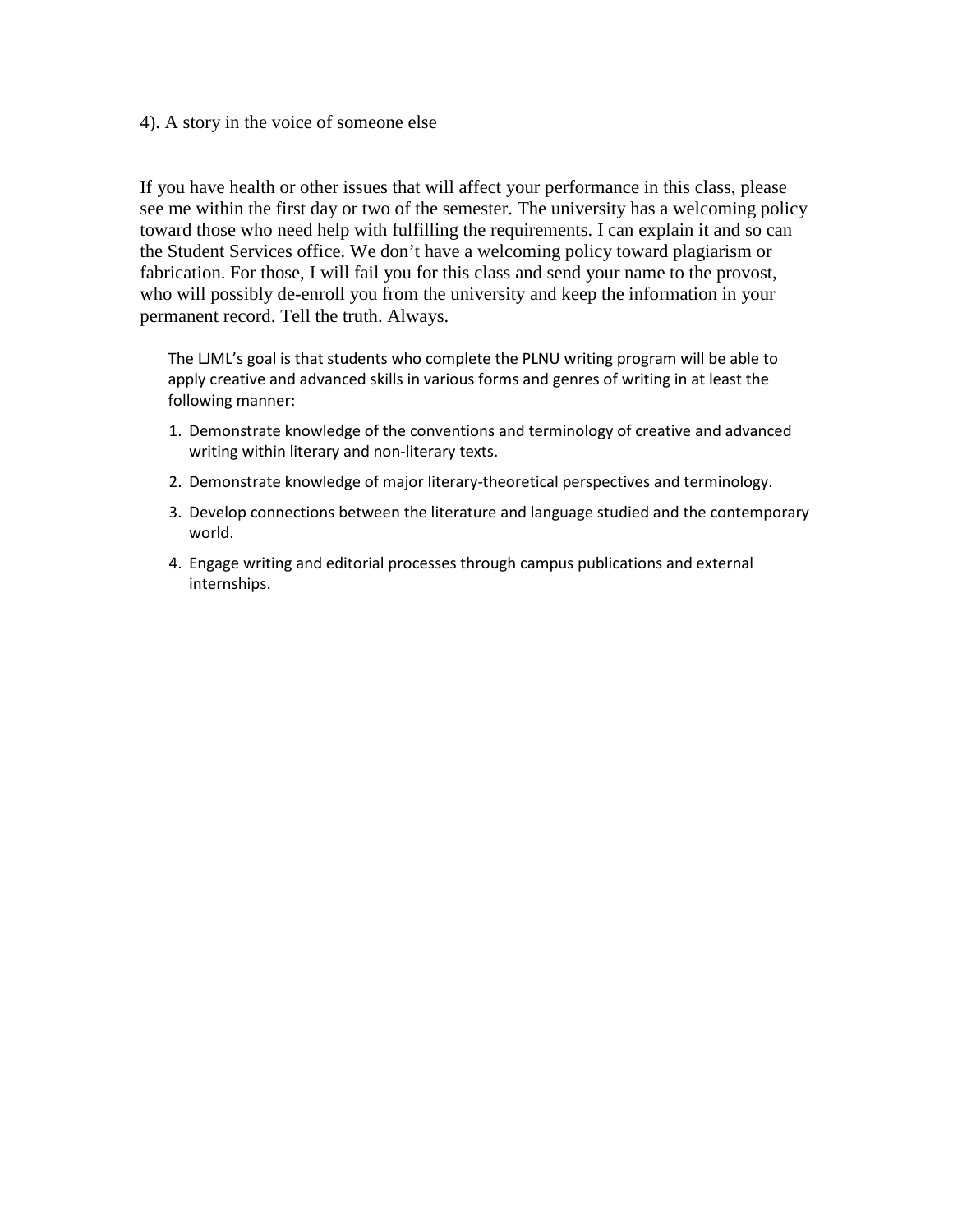4). A story in the voice of someone else

If you have health or other issues that will affect your performance in this class, please see me within the first day or two of the semester. The university has a welcoming policy toward those who need help with fulfilling the requirements. I can explain it and so can the Student Services office. We don't have a welcoming policy toward plagiarism or fabrication. For those, I will fail you for this class and send your name to the provost, who will possibly de-enroll you from the university and keep the information in your permanent record. Tell the truth. Always.

The LJML's goal is that students who complete the PLNU writing program will be able to apply creative and advanced skills in various forms and genres of writing in at least the following manner:

1. Demonstrate knowledge of the conventions and terminology of creative and advanced writing within literary and non-literary texts.
2. Demonstrate knowledge of major literary-theoretical perspectives and terminology.
3. Develop connections between the literature and language studied and the contemporary world.
4. Engage writing and editorial processes through campus publications and external internships.